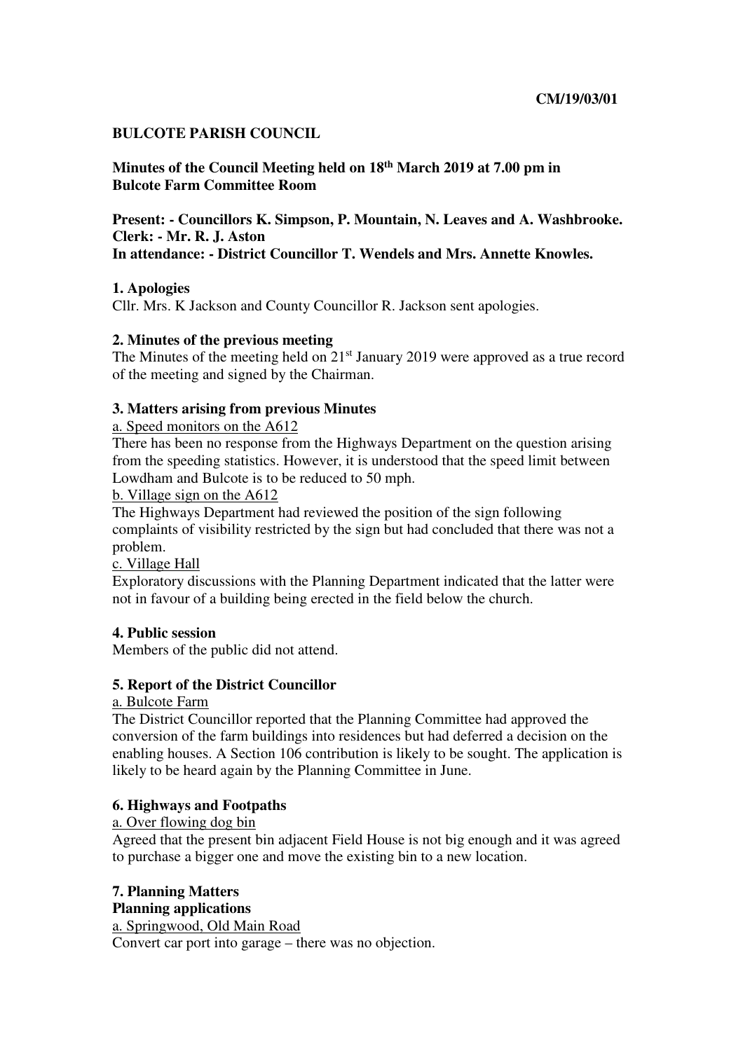**CM/19/03/01**

# BULCOTE PARISH COUNCIL

**Minutes of the Council Meeting held on 18th March 2019 at 7.00 pm in Bulcote Farm Committee Room**

**Present: - Councillors K. Simpson, P. Mountain, N. Leaves and A. Washbrooke.**
**Clerk: - Mr. R. J. Aston**
**In attendance: - District Councillor T. Wendels and Mrs. Annette Knowles.**

## 1. Apologies

Cllr. Mrs. K Jackson and County Councillor R. Jackson sent apologies.

## 2. Minutes of the previous meeting

The Minutes of the meeting held on 21st January 2019 were approved as a true record of the meeting and signed by the Chairman.

## 3. Matters arising from previous Minutes

a. Speed monitors on the A612

There has been no response from the Highways Department on the question arising from the speeding statistics. However, it is understood that the speed limit between Lowdham and Bulcote is to be reduced to 50 mph.

b. Village sign on the A612

The Highways Department had reviewed the position of the sign following complaints of visibility restricted by the sign but had concluded that there was not a problem.

c. Village Hall

Exploratory discussions with the Planning Department indicated that the latter were not in favour of a building being erected in the field below the church.

## 4. Public session

Members of the public did not attend.

## 5. Report of the District Councillor

a. Bulcote Farm

The District Councillor reported that the Planning Committee had approved the conversion of the farm buildings into residences but had deferred a decision on the enabling houses. A Section 106 contribution is likely to be sought. The application is likely to be heard again by the Planning Committee in June.

## 6. Highways and Footpaths

a. Over flowing dog bin

Agreed that the present bin adjacent Field House is not big enough and it was agreed to purchase a bigger one and move the existing bin to a new location.

## 7. Planning Matters

**Planning applications**

a. Springwood, Old Main Road

Convert car port into garage – there was no objection.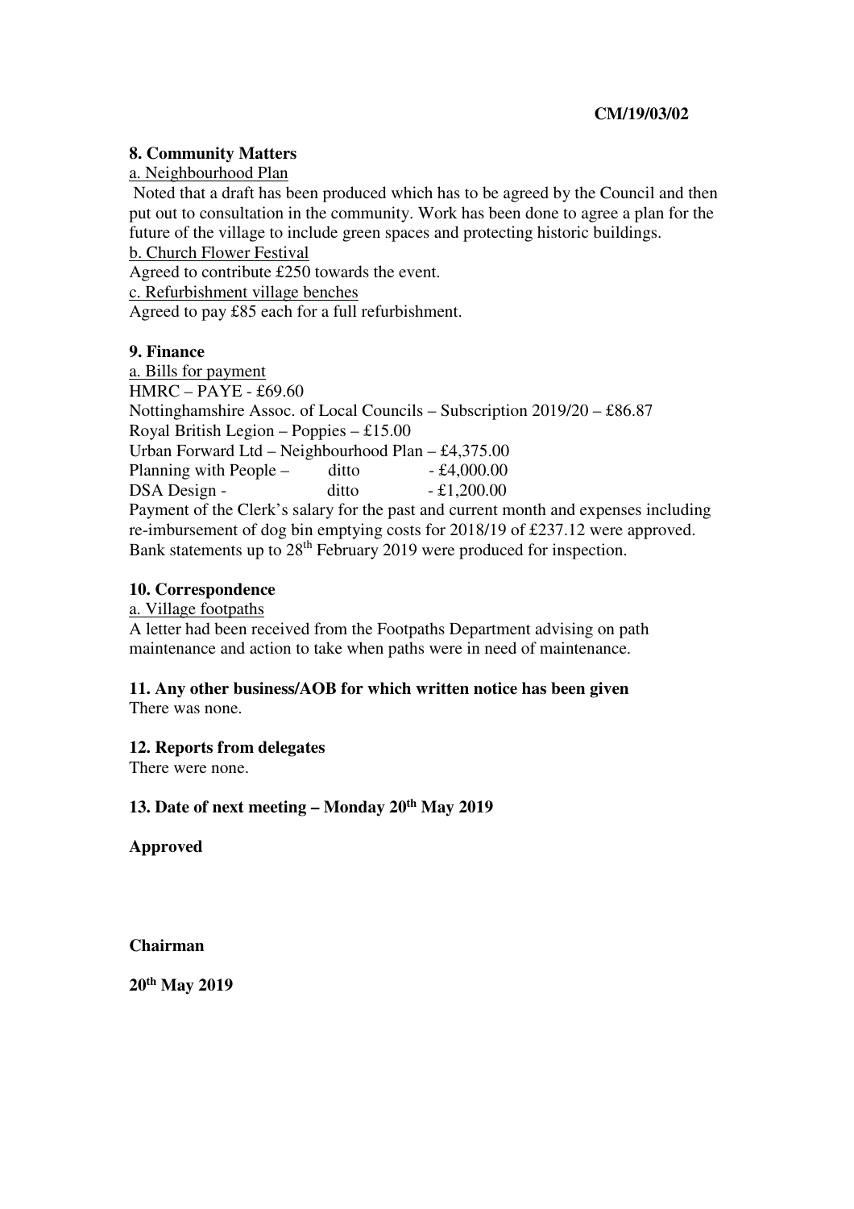**CM/19/03/02**

**8. Community Matters**

a. Neighbourhood Plan

Noted that a draft has been produced which has to be agreed by the Council and then put out to consultation in the community. Work has been done to agree a plan for the future of the village to include green spaces and protecting historic buildings.

b. Church Flower Festival

Agreed to contribute £250 towards the event.

c. Refurbishment village benches

Agreed to pay £85 each for a full refurbishment.

**9. Finance**

a. Bills for payment

HMRC – PAYE - £69.60

Nottinghamshire Assoc. of Local Councils – Subscription 2019/20 – £86.87

Royal British Legion – Poppies – £15.00

Urban Forward Ltd – Neighbourhood Plan – £4,375.00

Planning with People – ditto - £4,000.00

DSA Design - ditto - £1,200.00

Payment of the Clerk's salary for the past and current month and expenses including re-imbursement of dog bin emptying costs for 2018/19 of £237.12 were approved. Bank statements up to 28th February 2019 were produced for inspection.

**10. Correspondence**

a. Village footpaths

A letter had been received from the Footpaths Department advising on path maintenance and action to take when paths were in need of maintenance.

**11. Any other business/AOB for which written notice has been given**

There was none.

**12. Reports from delegates**

There were none.

**13. Date of next meeting – Monday 20th May 2019**

**Approved**

**Chairman**

**20th May 2019**